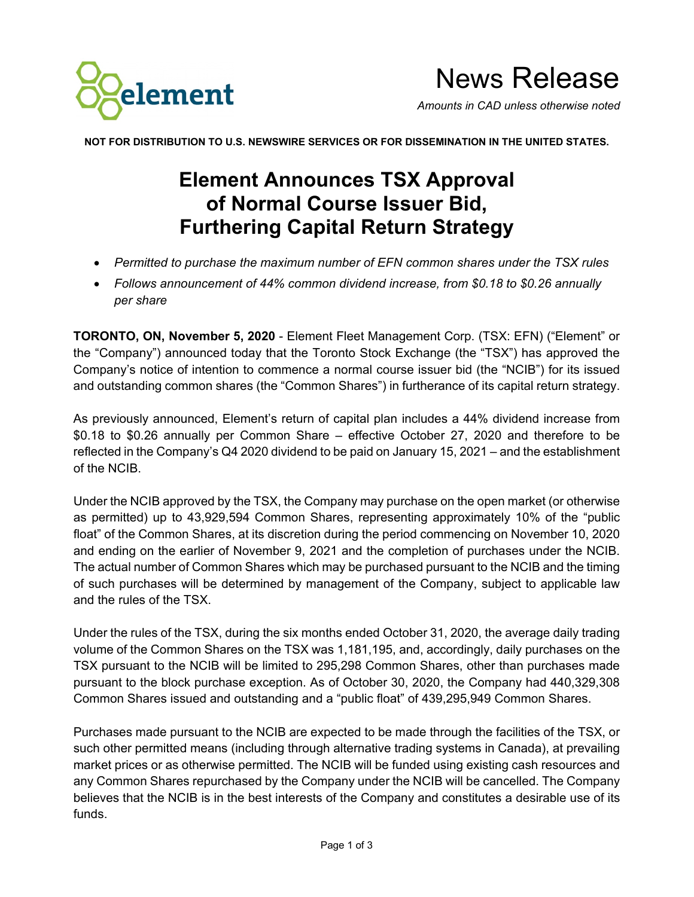# News Release

*Amounts in CAD unless otherwise noted*

**NOT FOR DISTRIBUTION TO U.S. NEWSWIRE SERVICES OR FOR DISSEMINATION IN THE UNITED STATES.**

# Element Announces TSX Approval of Normal Course Issuer Bid, Furthering Capital Return Strategy

- *Permitted to purchase the maximum number of EFN common shares under the TSX rules*
- *Follows announcement of 44% common dividend increase, from $0.18 to $0.26 annually per share*

**TORONTO, ON, November 5, 2020** - Element Fleet Management Corp. (TSX: EFN) ("Element" or the "Company") announced today that the Toronto Stock Exchange (the "TSX") has approved the Company's notice of intention to commence a normal course issuer bid (the "NCIB") for its issued and outstanding common shares (the "Common Shares") in furtherance of its capital return strategy.

As previously announced, Element's return of capital plan includes a 44% dividend increase from $0.18 to $0.26 annually per Common Share – effective October 27, 2020 and therefore to be reflected in the Company's Q4 2020 dividend to be paid on January 15, 2021 – and the establishment of the NCIB.

Under the NCIB approved by the TSX, the Company may purchase on the open market (or otherwise as permitted) up to 43,929,594 Common Shares, representing approximately 10% of the "public float" of the Common Shares, at its discretion during the period commencing on November 10, 2020 and ending on the earlier of November 9, 2021 and the completion of purchases under the NCIB. The actual number of Common Shares which may be purchased pursuant to the NCIB and the timing of such purchases will be determined by management of the Company, subject to applicable law and the rules of the TSX.

Under the rules of the TSX, during the six months ended October 31, 2020, the average daily trading volume of the Common Shares on the TSX was 1,181,195, and, accordingly, daily purchases on the TSX pursuant to the NCIB will be limited to 295,298 Common Shares, other than purchases made pursuant to the block purchase exception. As of October 30, 2020, the Company had 440,329,308 Common Shares issued and outstanding and a "public float" of 439,295,949 Common Shares.

Purchases made pursuant to the NCIB are expected to be made through the facilities of the TSX, or such other permitted means (including through alternative trading systems in Canada), at prevailing market prices or as otherwise permitted. The NCIB will be funded using existing cash resources and any Common Shares repurchased by the Company under the NCIB will be cancelled. The Company believes that the NCIB is in the best interests of the Company and constitutes a desirable use of its funds.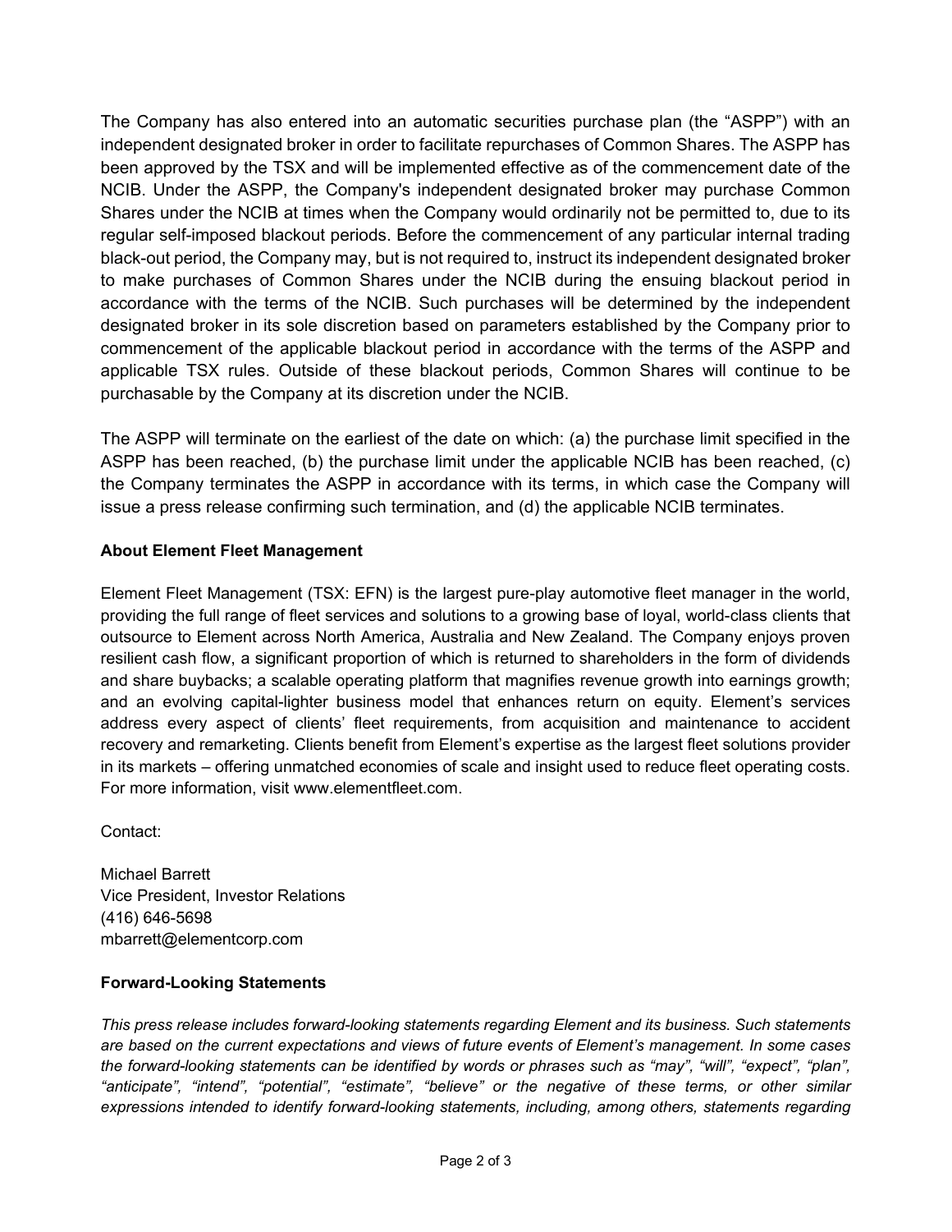The Company has also entered into an automatic securities purchase plan (the "ASPP") with an independent designated broker in order to facilitate repurchases of Common Shares. The ASPP has been approved by the TSX and will be implemented effective as of the commencement date of the NCIB. Under the ASPP, the Company's independent designated broker may purchase Common Shares under the NCIB at times when the Company would ordinarily not be permitted to, due to its regular self-imposed blackout periods. Before the commencement of any particular internal trading black-out period, the Company may, but is not required to, instruct its independent designated broker to make purchases of Common Shares under the NCIB during the ensuing blackout period in accordance with the terms of the NCIB. Such purchases will be determined by the independent designated broker in its sole discretion based on parameters established by the Company prior to commencement of the applicable blackout period in accordance with the terms of the ASPP and applicable TSX rules. Outside of these blackout periods, Common Shares will continue to be purchasable by the Company at its discretion under the NCIB.

The ASPP will terminate on the earliest of the date on which: (a) the purchase limit specified in the ASPP has been reached, (b) the purchase limit under the applicable NCIB has been reached, (c) the Company terminates the ASPP in accordance with its terms, in which case the Company will issue a press release confirming such termination, and (d) the applicable NCIB terminates.

**About Element Fleet Management**

Element Fleet Management (TSX: EFN) is the largest pure-play automotive fleet manager in the world, providing the full range of fleet services and solutions to a growing base of loyal, world-class clients that outsource to Element across North America, Australia and New Zealand. The Company enjoys proven resilient cash flow, a significant proportion of which is returned to shareholders in the form of dividends and share buybacks; a scalable operating platform that magnifies revenue growth into earnings growth; and an evolving capital-lighter business model that enhances return on equity. Element's services address every aspect of clients' fleet requirements, from acquisition and maintenance to accident recovery and remarketing. Clients benefit from Element's expertise as the largest fleet solutions provider in its markets – offering unmatched economies of scale and insight used to reduce fleet operating costs. For more information, visit www.elementfleet.com.

Contact:

Michael Barrett
Vice President, Investor Relations
(416) 646-5698
mbarrett@elementcorp.com

**Forward-Looking Statements**

*This press release includes forward-looking statements regarding Element and its business. Such statements are based on the current expectations and views of future events of Element's management. In some cases the forward-looking statements can be identified by words or phrases such as "may", "will", "expect", "plan", "anticipate", "intend", "potential", "estimate", "believe" or the negative of these terms, or other similar expressions intended to identify forward-looking statements, including, among others, statements regarding*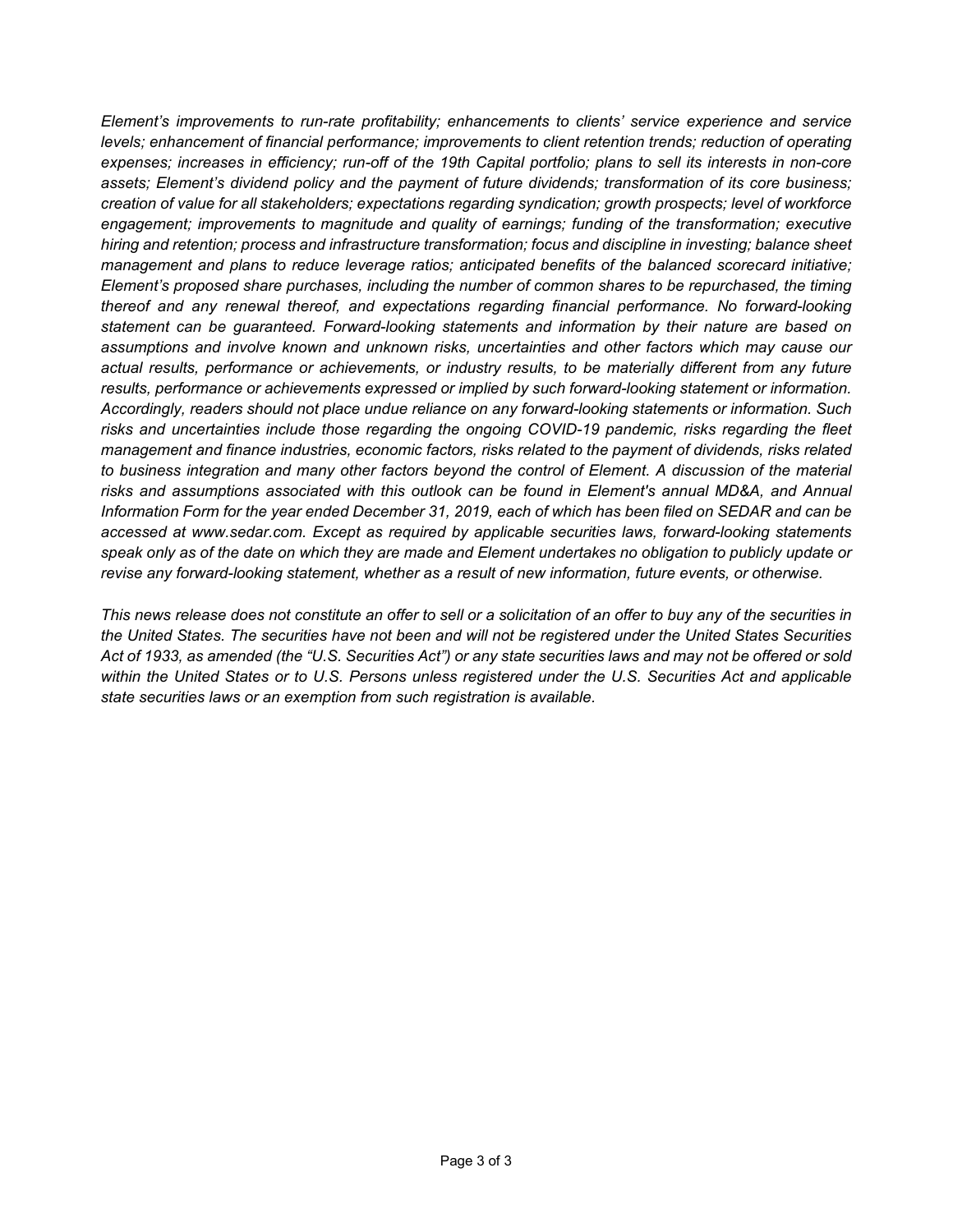*Element's improvements to run-rate profitability; enhancements to clients' service experience and service levels; enhancement of financial performance; improvements to client retention trends; reduction of operating expenses; increases in efficiency; run-off of the 19th Capital portfolio; plans to sell its interests in non-core assets; Element's dividend policy and the payment of future dividends; transformation of its core business; creation of value for all stakeholders; expectations regarding syndication; growth prospects; level of workforce engagement; improvements to magnitude and quality of earnings; funding of the transformation; executive hiring and retention; process and infrastructure transformation; focus and discipline in investing; balance sheet management and plans to reduce leverage ratios; anticipated benefits of the balanced scorecard initiative; Element's proposed share purchases, including the number of common shares to be repurchased, the timing thereof and any renewal thereof, and expectations regarding financial performance. No forward-looking statement can be guaranteed. Forward-looking statements and information by their nature are based on assumptions and involve known and unknown risks, uncertainties and other factors which may cause our actual results, performance or achievements, or industry results, to be materially different from any future results, performance or achievements expressed or implied by such forward-looking statement or information. Accordingly, readers should not place undue reliance on any forward-looking statements or information. Such risks and uncertainties include those regarding the ongoing COVID-19 pandemic, risks regarding the fleet management and finance industries, economic factors, risks related to the payment of dividends, risks related to business integration and many other factors beyond the control of Element. A discussion of the material risks and assumptions associated with this outlook can be found in Element's annual MD&A, and Annual Information Form for the year ended December 31, 2019, each of which has been filed on SEDAR and can be accessed at www.sedar.com. Except as required by applicable securities laws, forward-looking statements speak only as of the date on which they are made and Element undertakes no obligation to publicly update or revise any forward-looking statement, whether as a result of new information, future events, or otherwise.*

*This news release does not constitute an offer to sell or a solicitation of an offer to buy any of the securities in the United States. The securities have not been and will not be registered under the United States Securities Act of 1933, as amended (the "U.S. Securities Act") or any state securities laws and may not be offered or sold within the United States or to U.S. Persons unless registered under the U.S. Securities Act and applicable state securities laws or an exemption from such registration is available.*